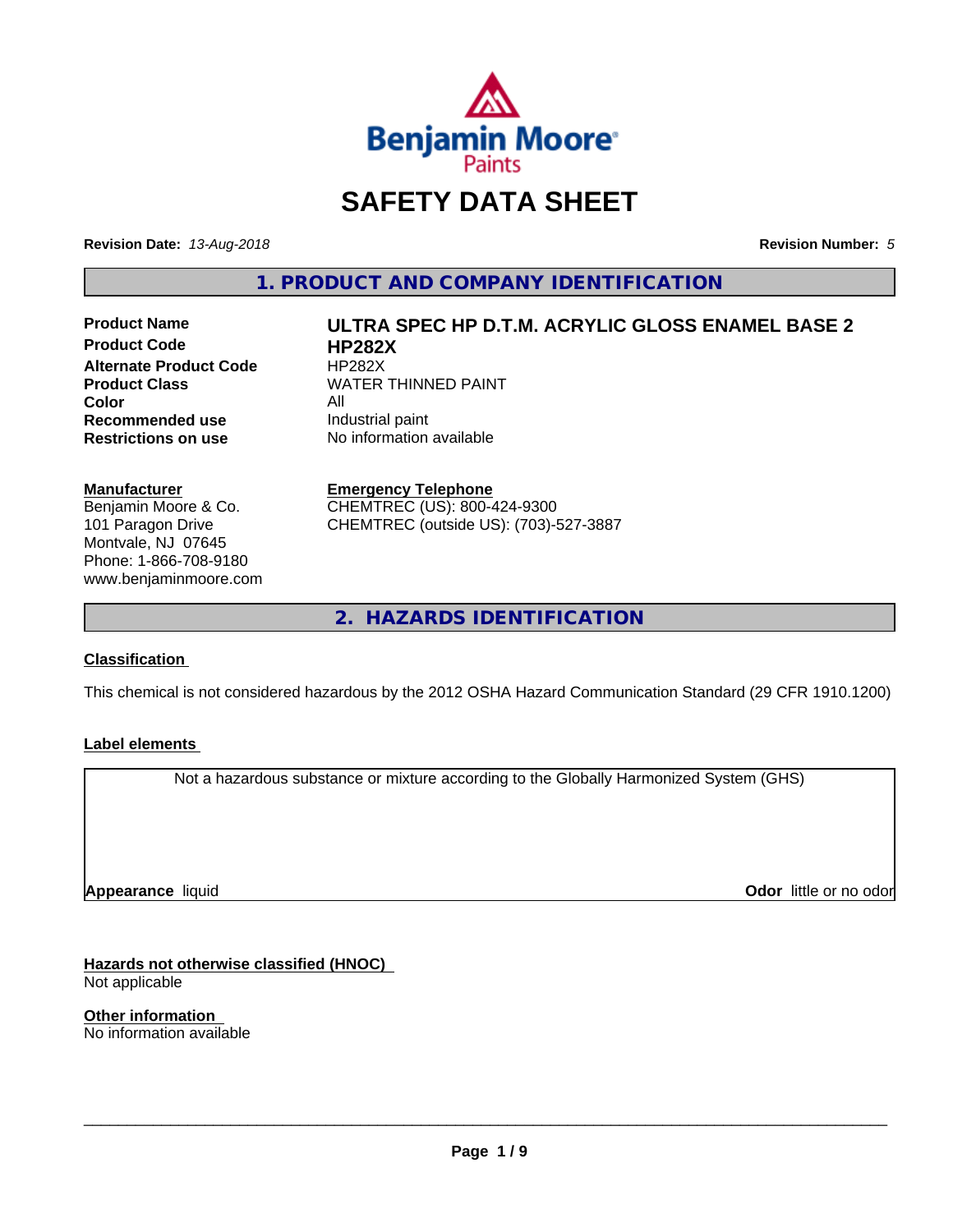Benjamin Moore Paints

# SAFETY DATA SHEET

**Revision Date:** *13-Aug-2018* **Revision Number:** *5*

## 1. PRODUCT AND COMPANY IDENTIFICATION

| | |
|---|---|
| **Product Name** | **ULTRA SPEC HP D.T.M. ACRYLIC GLOSS ENAMEL BASE 2** |
| **Product Code** | **HP282X** |
| **Alternate Product Code** | HP282X |
| **Product Class** | WATER THINNED PAINT |
| **Color** | All |
| **Recommended use** | Industrial paint |
| **Restrictions on use** | No information available |

**Manufacturer**
Benjamin Moore & Co.
101 Paragon Drive
Montvale, NJ 07645
Phone: 1-866-708-9180
www.benjaminmoore.com

**Emergency Telephone**
CHEMTREC (US): 800-424-9300
CHEMTREC (outside US): (703)-527-3887

## 2. HAZARDS IDENTIFICATION

**Classification**

This chemical is not considered hazardous by the 2012 OSHA Hazard Communication Standard (29 CFR 1910.1200)

**Label elements**

Not a hazardous substance or mixture according to the Globally Harmonized System (GHS)

**Appearance** liquid **Odor** little or no odor

**Hazards not otherwise classified (HNOC)**
Not applicable

**Other information**
No information available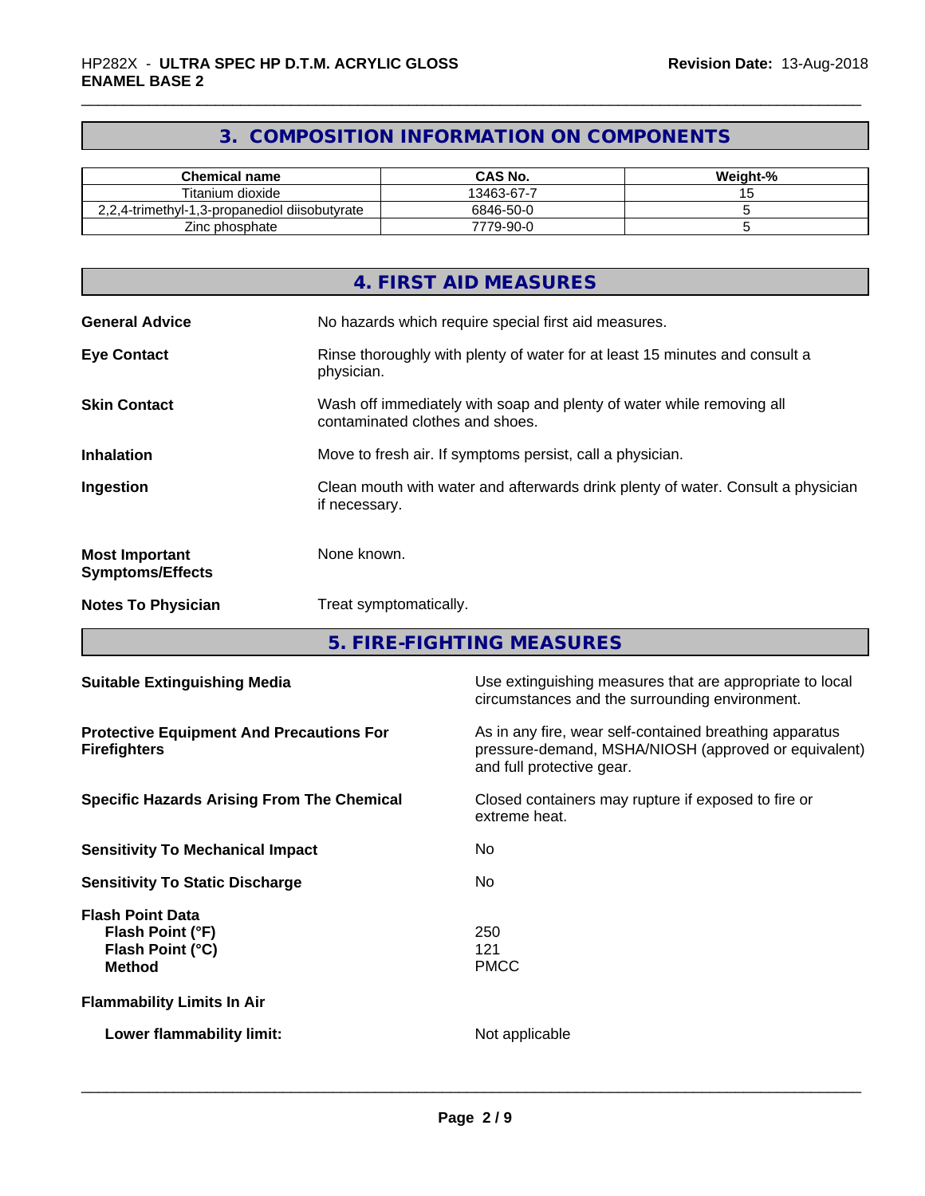## 3. COMPOSITION INFORMATION ON COMPONENTS

| Chemical name | CAS No. | Weight-% |
|---|---|---|
| Titanium dioxide | 13463-67-7 | 15 |
| 2,2,4-trimethyl-1,3-propanediol diisobutyrate | 6846-50-0 | 5 |
| Zinc phosphate | 7779-90-0 | 5 |

## 4. FIRST AID MEASURES

**General Advice** No hazards which require special first aid measures.

**Eye Contact** Rinse thoroughly with plenty of water for at least 15 minutes and consult a physician.

**Skin Contact** Wash off immediately with soap and plenty of water while removing all contaminated clothes and shoes.

**Inhalation** Move to fresh air. If symptoms persist, call a physician.

**Ingestion** Clean mouth with water and afterwards drink plenty of water. Consult a physician if necessary.

**Most Important Symptoms/Effects** None known.

**Notes To Physician** Treat symptomatically.

## 5. FIRE-FIGHTING MEASURES

**Suitable Extinguishing Media** Use extinguishing measures that are appropriate to local circumstances and the surrounding environment.

**Protective Equipment And Precautions For Firefighters** As in any fire, wear self-contained breathing apparatus pressure-demand, MSHA/NIOSH (approved or equivalent) and full protective gear.

**Specific Hazards Arising From The Chemical** Closed containers may rupture if exposed to fire or extreme heat.

**Sensitivity To Mechanical Impact** No

**Sensitivity To Static Discharge** No

**Flash Point Data**
**Flash Point (°F)** 250
**Flash Point (°C)** 121
**Method** PMCC

**Flammability Limits In Air**

**Lower flammability limit:** Not applicable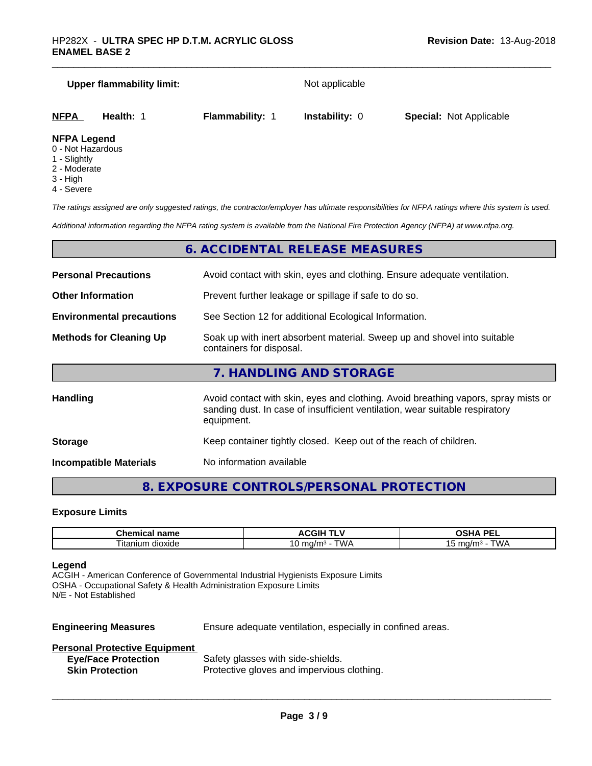**Upper flammability limit:** Not applicable

| NFPA | Health: 1 | Flammability: 1 | Instability: 0 | Special: Not Applicable |
|---|---|---|---|---|

**NFPA Legend**
0 - Not Hazardous
1 - Slightly
2 - Moderate
3 - High
4 - Severe

*The ratings assigned are only suggested ratings, the contractor/employer has ultimate responsibilities for NFPA ratings where this system is used.*

*Additional information regarding the NFPA rating system is available from the National Fire Protection Agency (NFPA) at www.nfpa.org.*

## 6. ACCIDENTAL RELEASE MEASURES

**Personal Precautions** Avoid contact with skin, eyes and clothing. Ensure adequate ventilation.

**Other Information** Prevent further leakage or spillage if safe to do so.

**Environmental precautions** See Section 12 for additional Ecological Information.

**Methods for Cleaning Up** Soak up with inert absorbent material. Sweep up and shovel into suitable containers for disposal.

## 7. HANDLING AND STORAGE

**Handling** Avoid contact with skin, eyes and clothing. Avoid breathing vapors, spray mists or sanding dust. In case of insufficient ventilation, wear suitable respiratory equipment.

**Storage** Keep container tightly closed. Keep out of the reach of children.

**Incompatible Materials** No information available

## 8. EXPOSURE CONTROLS/PERSONAL PROTECTION

**Exposure Limits**

| Chemical name | ACGIH TLV | OSHA PEL |
|---|---|---|
| Titanium dioxide | 10 mg/m³ - TWA | 15 mg/m³ - TWA |

**Legend**
ACGIH - American Conference of Governmental Industrial Hygienists Exposure Limits
OSHA - Occupational Safety & Health Administration Exposure Limits
N/E - Not Established

**Engineering Measures** Ensure adequate ventilation, especially in confined areas.

**Personal Protective Equipment**
**Eye/Face Protection** Safety glasses with side-shields.
**Skin Protection** Protective gloves and impervious clothing.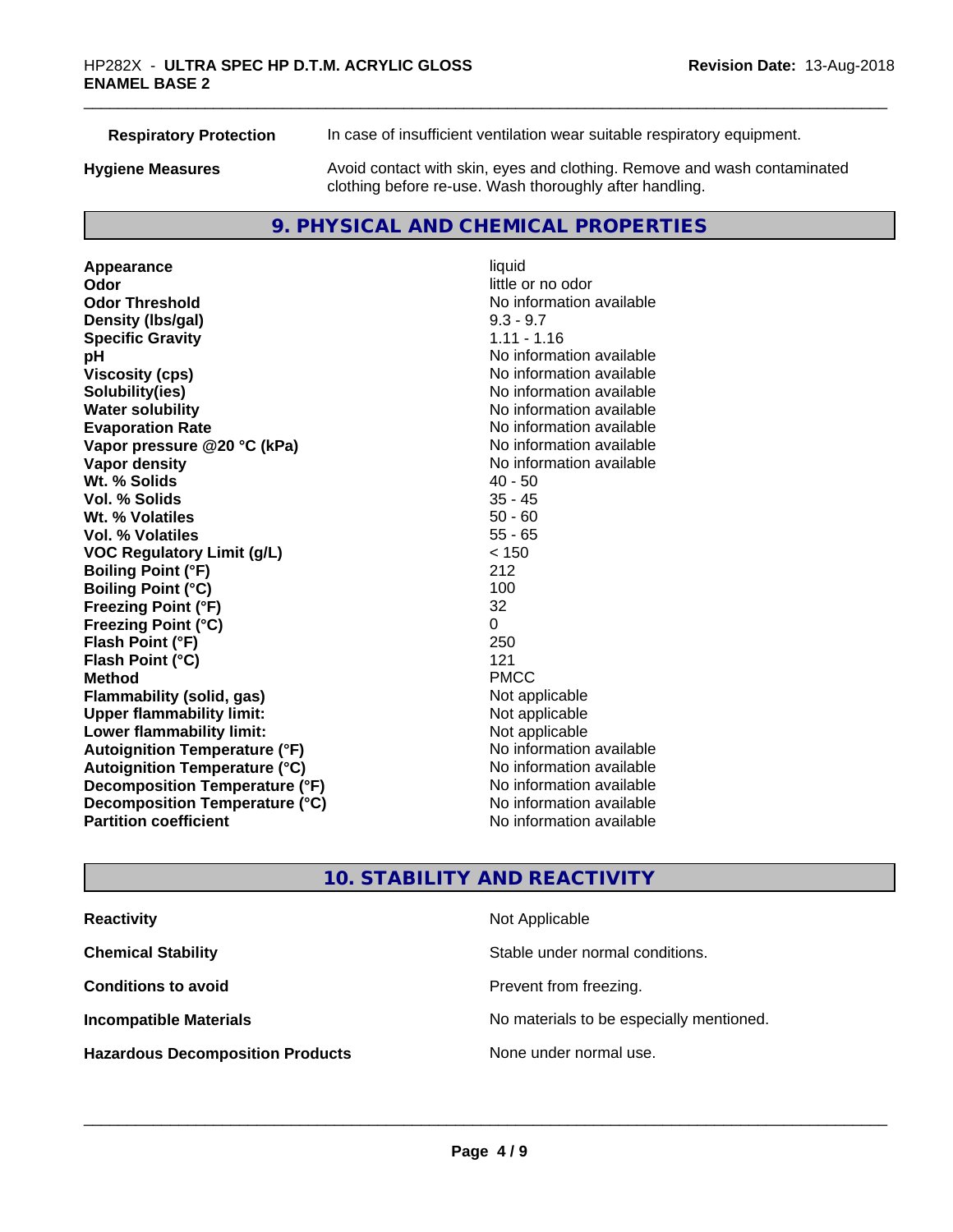| | |
|---|---|
| **Respiratory Protection** | In case of insufficient ventilation wear suitable respiratory equipment. |
| **Hygiene Measures** | Avoid contact with skin, eyes and clothing. Remove and wash contaminated clothing before re-use. Wash thoroughly after handling. |

## 9. PHYSICAL AND CHEMICAL PROPERTIES

| | |
|---|---|
| **Appearance** | liquid |
| **Odor** | little or no odor |
| **Odor Threshold** | No information available |
| **Density (lbs/gal)** | 9.3 - 9.7 |
| **Specific Gravity** | 1.11 - 1.16 |
| **pH** | No information available |
| **Viscosity (cps)** | No information available |
| **Solubility(ies)** | No information available |
| **Water solubility** | No information available |
| **Evaporation Rate** | No information available |
| **Vapor pressure @20 °C (kPa)** | No information available |
| **Vapor density** | No information available |
| **Wt. % Solids** | 40 - 50 |
| **Vol. % Solids** | 35 - 45 |
| **Wt. % Volatiles** | 50 - 60 |
| **Vol. % Volatiles** | 55 - 65 |
| **VOC Regulatory Limit (g/L)** | < 150 |
| **Boiling Point (°F)** | 212 |
| **Boiling Point (°C)** | 100 |
| **Freezing Point (°F)** | 32 |
| **Freezing Point (°C)** | 0 |
| **Flash Point (°F)** | 250 |
| **Flash Point (°C)** | 121 |
| **Method** | PMCC |
| **Flammability (solid, gas)** | Not applicable |
| **Upper flammability limit:** | Not applicable |
| **Lower flammability limit:** | Not applicable |
| **Autoignition Temperature (°F)** | No information available |
| **Autoignition Temperature (°C)** | No information available |
| **Decomposition Temperature (°F)** | No information available |
| **Decomposition Temperature (°C)** | No information available |
| **Partition coefficient** | No information available |

## 10. STABILITY AND REACTIVITY

| | |
|---|---|
| **Reactivity** | Not Applicable |
| **Chemical Stability** | Stable under normal conditions. |
| **Conditions to avoid** | Prevent from freezing. |
| **Incompatible Materials** | No materials to be especially mentioned. |
| **Hazardous Decomposition Products** | None under normal use. |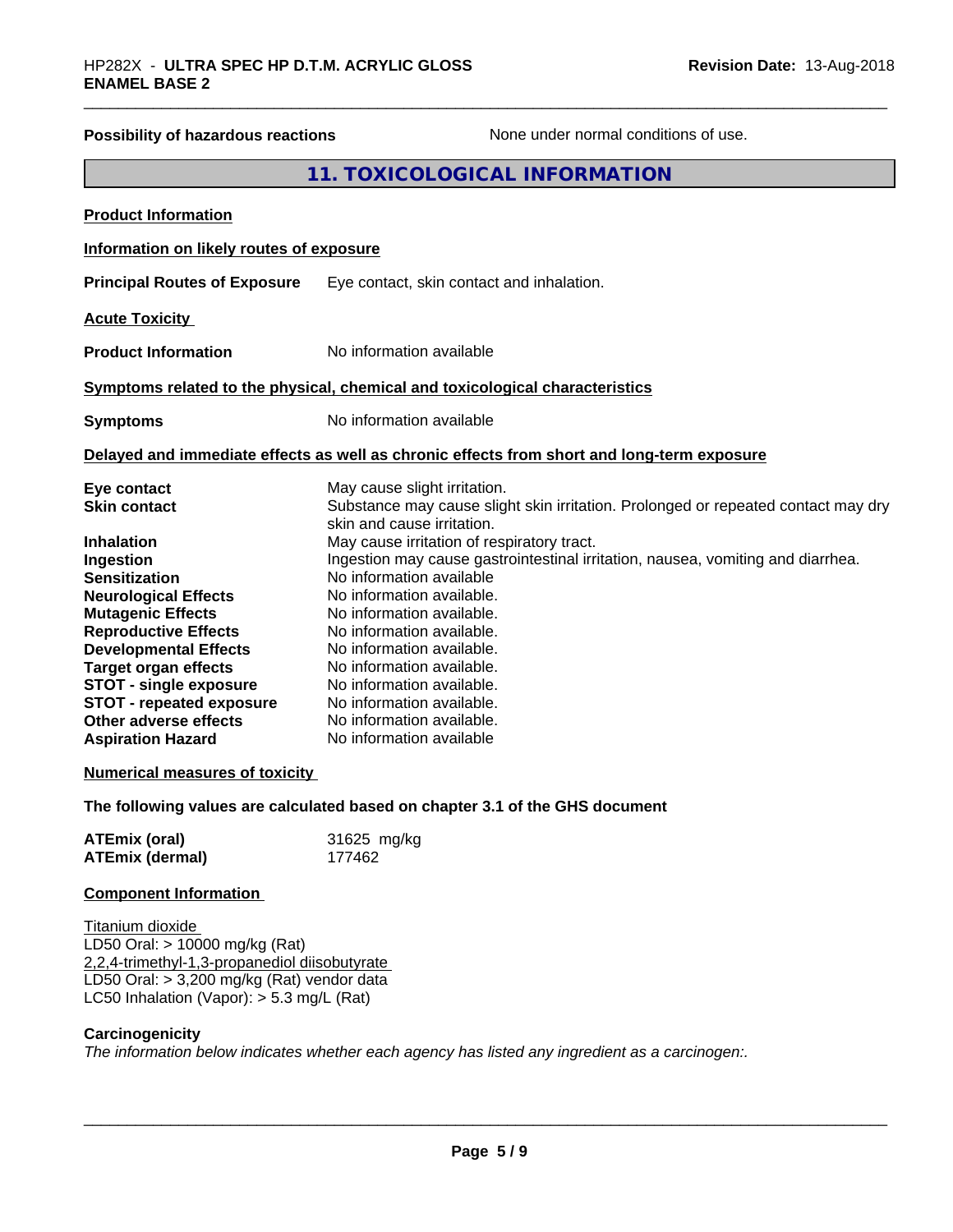**Possibility of hazardous reactions** None under normal conditions of use.

## 11. TOXICOLOGICAL INFORMATION

**Product Information**

**Information on likely routes of exposure**

**Principal Routes of Exposure** Eye contact, skin contact and inhalation.

**Acute Toxicity**

**Product Information** No information available

**Symptoms related to the physical, chemical and toxicological characteristics**

**Symptoms** No information available

**Delayed and immediate effects as well as chronic effects from short and long-term exposure**

| | |
|---|---|
| **Eye contact** | May cause slight irritation. |
| **Skin contact** | Substance may cause slight skin irritation. Prolonged or repeated contact may dry skin and cause irritation. |
| **Inhalation** | May cause irritation of respiratory tract. |
| **Ingestion** | Ingestion may cause gastrointestinal irritation, nausea, vomiting and diarrhea. |
| **Sensitization** | No information available |
| **Neurological Effects** | No information available. |
| **Mutagenic Effects** | No information available. |
| **Reproductive Effects** | No information available. |
| **Developmental Effects** | No information available. |
| **Target organ effects** | No information available. |
| **STOT - single exposure** | No information available. |
| **STOT - repeated exposure** | No information available. |
| **Other adverse effects** | No information available. |
| **Aspiration Hazard** | No information available |

**Numerical measures of toxicity**

**The following values are calculated based on chapter 3.1 of the GHS document**

| | |
|---|---|
| **ATEmix (oral)** | 31625 mg/kg |
| **ATEmix (dermal)** | 177462 |

**Component Information**

Titanium dioxide
LD50 Oral: > 10000 mg/kg (Rat)
2,2,4-trimethyl-1,3-propanediol diisobutyrate
LD50 Oral: > 3,200 mg/kg (Rat) vendor data
LC50 Inhalation (Vapor): > 5.3 mg/L (Rat)

**Carcinogenicity**
*The information below indicates whether each agency has listed any ingredient as a carcinogen:.*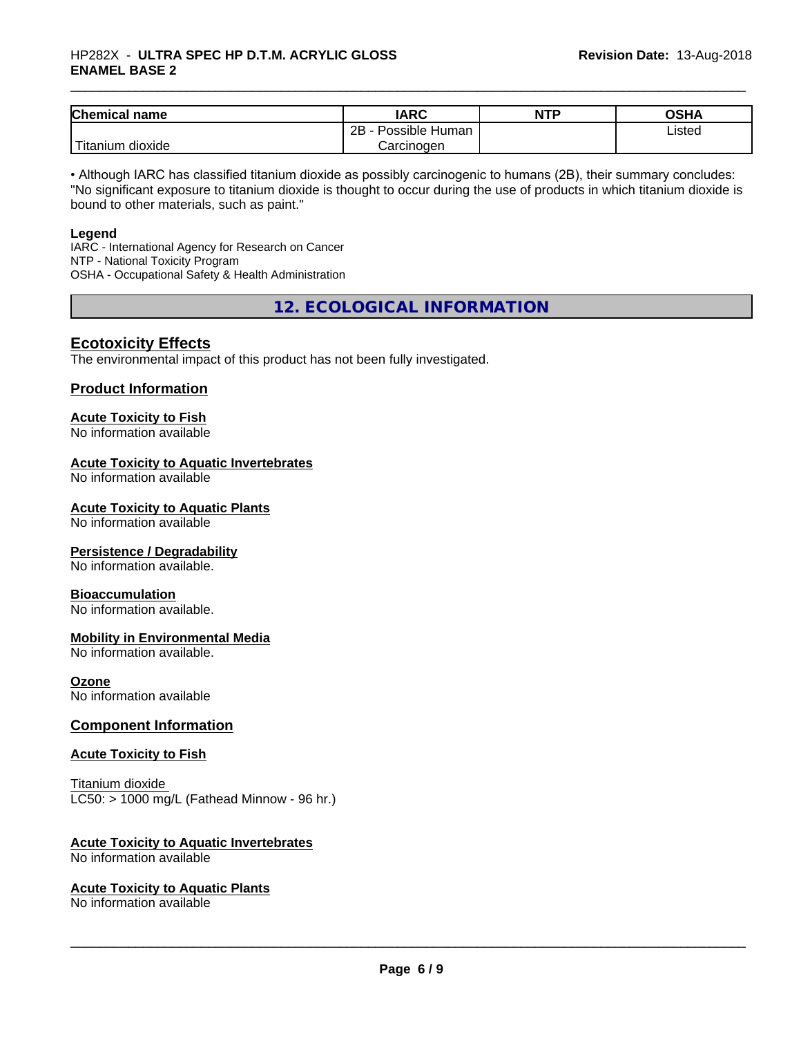| Chemical name | IARC | NTP | OSHA |
| --- | --- | --- | --- |
| Titanium dioxide | 2B - Possible Human Carcinogen | | Listed |

• Although IARC has classified titanium dioxide as possibly carcinogenic to humans (2B), their summary concludes: "No significant exposure to titanium dioxide is thought to occur during the use of products in which titanium dioxide is bound to other materials, such as paint."

**Legend**
IARC - International Agency for Research on Cancer
NTP - National Toxicity Program
OSHA - Occupational Safety & Health Administration

## 12. ECOLOGICAL INFORMATION

### Ecotoxicity Effects

The environmental impact of this product has not been fully investigated.

### Product Information

**Acute Toxicity to Fish**
No information available

**Acute Toxicity to Aquatic Invertebrates**
No information available

**Acute Toxicity to Aquatic Plants**
No information available

**Persistence / Degradability**
No information available.

**Bioaccumulation**
No information available.

**Mobility in Environmental Media**
No information available.

**Ozone**
No information available

### Component Information

**Acute Toxicity to Fish**

Titanium dioxide
LC50: > 1000 mg/L (Fathead Minnow - 96 hr.)

**Acute Toxicity to Aquatic Invertebrates**
No information available

**Acute Toxicity to Aquatic Plants**
No information available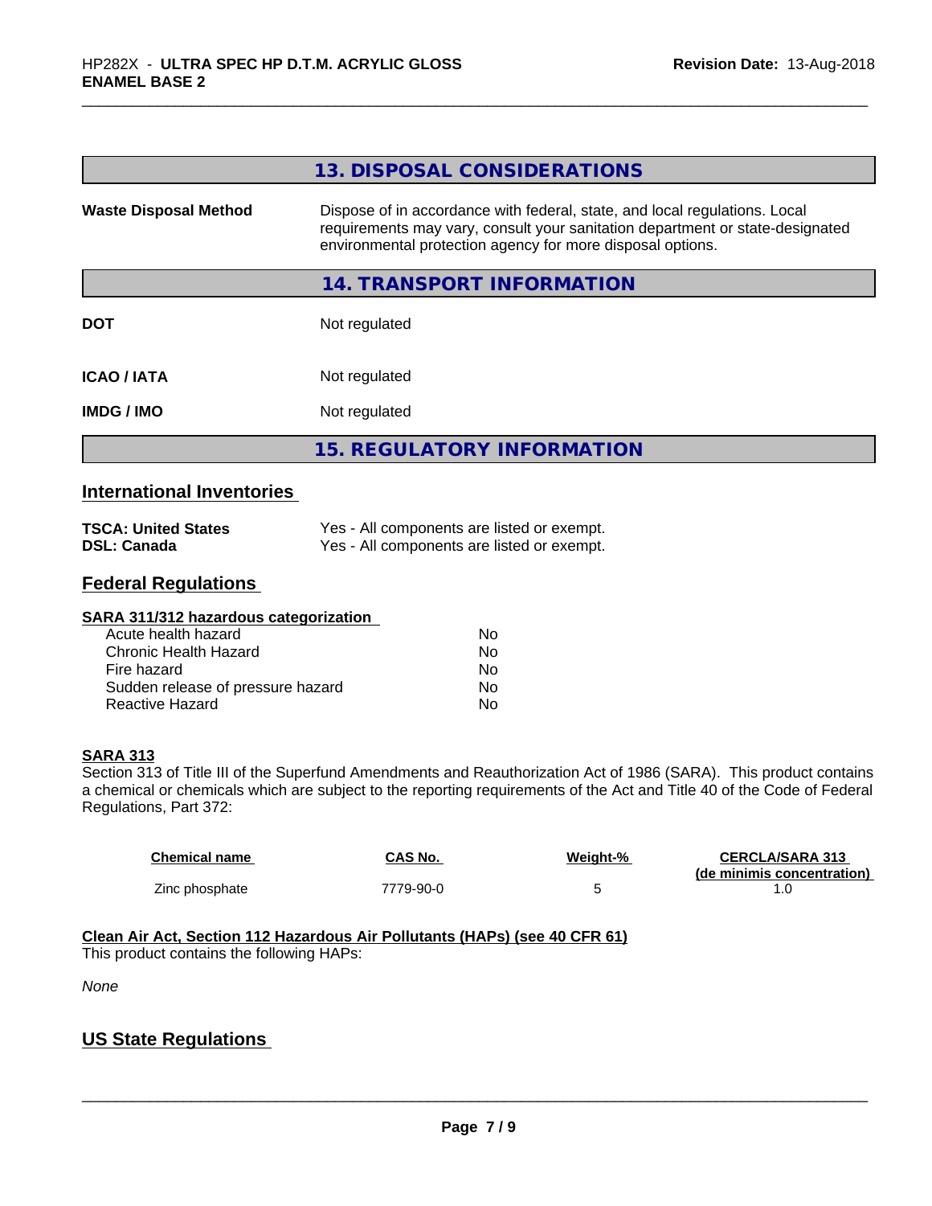## 13. DISPOSAL CONSIDERATIONS

| | |
|---|---|
| **Waste Disposal Method** | Dispose of in accordance with federal, state, and local regulations. Local requirements may vary, consult your sanitation department or state-designated environmental protection agency for more disposal options. |

## 14. TRANSPORT INFORMATION

| | |
|---|---|
| **DOT** | Not regulated |
| **ICAO / IATA** | Not regulated |
| **IMDG / IMO** | Not regulated |

## 15. REGULATORY INFORMATION

### International Inventories

| | |
|---|---|
| **TSCA: United States** | Yes - All components are listed or exempt. |
| **DSL: Canada** | Yes - All components are listed or exempt. |

### Federal Regulations

**SARA 311/312 hazardous categorization**

| | |
|---|---|
| Acute health hazard | No |
| Chronic Health Hazard | No |
| Fire hazard | No |
| Sudden release of pressure hazard | No |
| Reactive Hazard | No |

**SARA 313**

Section 313 of Title III of the Superfund Amendments and Reauthorization Act of 1986 (SARA). This product contains a chemical or chemicals which are subject to the reporting requirements of the Act and Title 40 of the Code of Federal Regulations, Part 372:

| Chemical name | CAS No. | Weight-% | CERCLA/SARA 313 (de minimis concentration) |
|---|---|---|---|
| Zinc phosphate | 7779-90-0 | 5 | 1.0 |

**Clean Air Act, Section 112 Hazardous Air Pollutants (HAPs) (see 40 CFR 61)**

This product contains the following HAPs:

*None*

### US State Regulations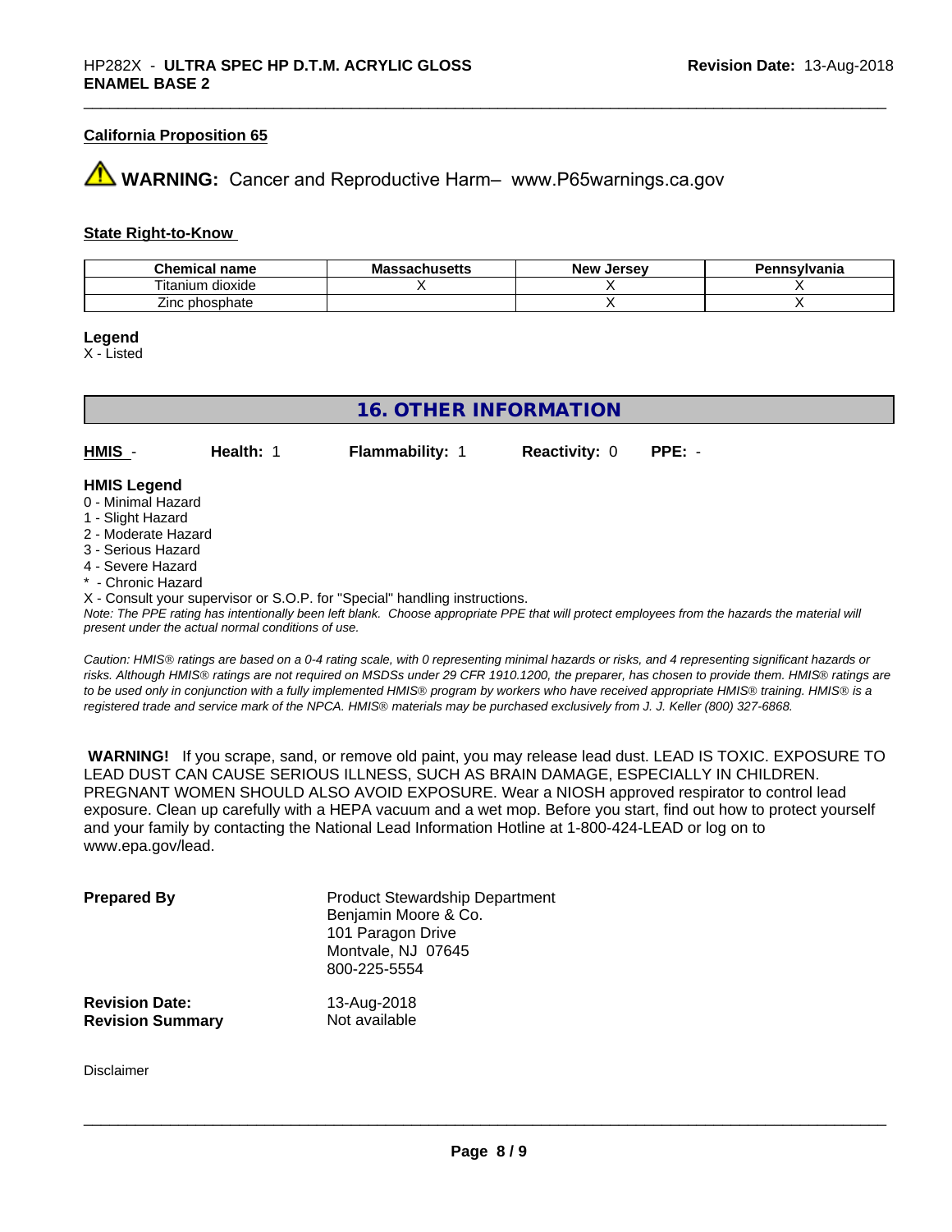### California Proposition 65

⚠ **WARNING:** Cancer and Reproductive Harm– www.P65warnings.ca.gov

### State Right-to-Know

| Chemical name | Massachusetts | New Jersey | Pennsylvania |
|---|---|---|---|
| Titanium dioxide | X | X | X |
| Zinc phosphate | | X | X |

**Legend**
X - Listed

## 16. OTHER INFORMATION

| **HMIS** - | **Health:** 1 | **Flammability:** 1 | **Reactivity:** 0 | **PPE:** - |
|---|---|---|---|---|

**HMIS Legend**
0 - Minimal Hazard
1 - Slight Hazard
2 - Moderate Hazard
3 - Serious Hazard
4 - Severe Hazard
* - Chronic Hazard
X - Consult your supervisor or S.O.P. for "Special" handling instructions.
*Note: The PPE rating has intentionally been left blank. Choose appropriate PPE that will protect employees from the hazards the material will present under the actual normal conditions of use.*

*Caution: HMIS® ratings are based on a 0-4 rating scale, with 0 representing minimal hazards or risks, and 4 representing significant hazards or risks. Although HMIS® ratings are not required on MSDSs under 29 CFR 1910.1200, the preparer, has chosen to provide them. HMIS® ratings are to be used only in conjunction with a fully implemented HMIS® program by workers who have received appropriate HMIS® training. HMIS® is a registered trade and service mark of the NPCA. HMIS® materials may be purchased exclusively from J. J. Keller (800) 327-6868.*

**WARNING!** If you scrape, sand, or remove old paint, you may release lead dust. LEAD IS TOXIC. EXPOSURE TO LEAD DUST CAN CAUSE SERIOUS ILLNESS, SUCH AS BRAIN DAMAGE, ESPECIALLY IN CHILDREN. PREGNANT WOMEN SHOULD ALSO AVOID EXPOSURE. Wear a NIOSH approved respirator to control lead exposure. Clean up carefully with a HEPA vacuum and a wet mop. Before you start, find out how to protect yourself and your family by contacting the National Lead Information Hotline at 1-800-424-LEAD or log on to www.epa.gov/lead.

**Prepared By**
Product Stewardship Department
Benjamin Moore & Co.
101 Paragon Drive
Montvale, NJ 07645
800-225-5554

**Revision Date:** 13-Aug-2018
**Revision Summary** Not available

Disclaimer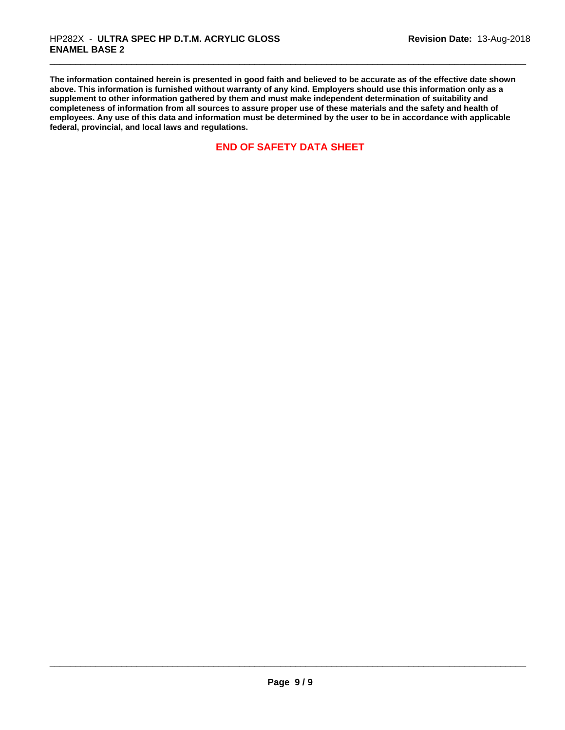**The information contained herein is presented in good faith and believed to be accurate as of the effective date shown above. This information is furnished without warranty of any kind. Employers should use this information only as a supplement to other information gathered by them and must make independent determination of suitability and completeness of information from all sources to assure proper use of these materials and the safety and health of employees. Any use of this data and information must be determined by the user to be in accordance with applicable federal, provincial, and local laws and regulations.**

**END OF SAFETY DATA SHEET**